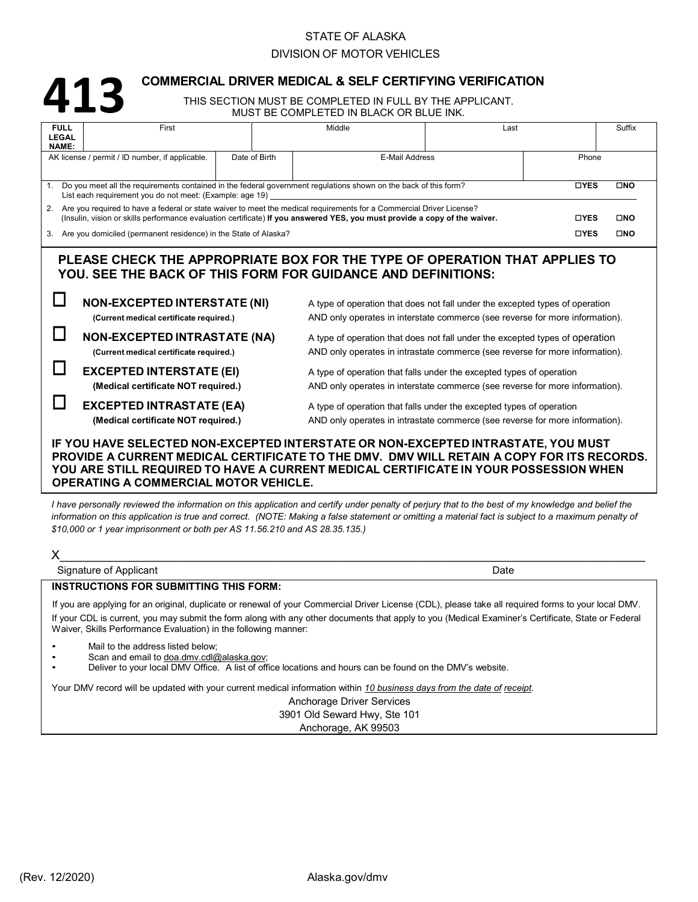STATE OF ALASKA

DIVISION OF MOTOR VEHICLES

# 413

## COMMERCIAL DRIVER MEDICAL & SELF CERTIFYING VERIFICATION

THIS SECTION MUST BE COMPLETED IN FULL BY THE APPLICANT.
MUST BE COMPLETED IN BLACK OR BLUE INK.

| FULL LEGAL NAME: | First | Middle | Last | Suffix |
|---|---|---|---|---|
| | | | | |

| AK license / permit / ID number, if applicable. | Date of Birth | E-Mail Address | Phone |
|---|---|---|---|
| | | | |

1. Do you meet all the requirements contained in the federal government regulations shown on the back of this form? ☐YES ☐NO
   List each requirement you do not meet: (Example: age 19) \_\_\_\_\_\_\_\_\_\_\_\_\_\_\_\_
2. Are you required to have a federal or state waiver to meet the medical requirements for a Commercial Driver License? (Insulin, vision or skills performance evaluation certificate) **If you answered YES, you must provide a copy of the waiver.** ☐YES ☐NO
3. Are you domiciled (permanent residence) in the State of Alaska? ☐YES ☐NO

**PLEASE CHECK THE APPROPRIATE BOX FOR THE TYPE OF OPERATION THAT APPLIES TO YOU. SEE THE BACK OF THIS FORM FOR GUIDANCE AND DEFINITIONS:**

☐ **NON-EXCEPTED INTERSTATE (NI)** **(Current medical certificate required.)** — A type of operation that does not fall under the excepted types of operation AND only operates in interstate commerce (see reverse for more information).

☐ **NON-EXCEPTED INTRASTATE (NA)** **(Current medical certificate required.)** — A type of operation that does not fall under the excepted types of operation AND only operates in intrastate commerce (see reverse for more information).

☐ **EXCEPTED INTERSTATE (EI)** **(Medical certificate NOT required.)** — A type of operation that falls under the excepted types of operation AND only operates in interstate commerce (see reverse for more information).

☐ **EXCEPTED INTRASTATE (EA)** **(Medical certificate NOT required.)** — A type of operation that falls under the excepted types of operation AND only operates in intrastate commerce (see reverse for more information).

**IF YOU HAVE SELECTED NON-EXCEPTED INTERSTATE OR NON-EXCEPTED INTRASTATE, YOU MUST PROVIDE A CURRENT MEDICAL CERTIFICATE TO THE DMV. DMV WILL RETAIN A COPY FOR ITS RECORDS. YOU ARE STILL REQUIRED TO HAVE A CURRENT MEDICAL CERTIFICATE IN YOUR POSSESSION WHEN OPERATING A COMMERCIAL MOTOR VEHICLE.**

*I have personally reviewed the information on this application and certify under penalty of perjury that to the best of my knowledge and belief the information on this application is true and correct. (NOTE: Making a false statement or omitting a material fact is subject to a maximum penalty of $10,000 or 1 year imprisonment or both per AS 11.56.210 and AS 28.35.135.)*

X\_\_\_\_\_\_\_\_\_\_\_\_\_\_\_\_\_\_\_\_\_\_\_\_\_\_\_\_\_\_\_\_\_\_\_\_\_\_\_\_

Signature of Applicant — Date

**INSTRUCTIONS FOR SUBMITTING THIS FORM:**

If you are applying for an original, duplicate or renewal of your Commercial Driver License (CDL), please take all required forms to your local DMV.

If your CDL is current, you may submit the form along with any other documents that apply to you (Medical Examiner's Certificate, State or Federal Waiver, Skills Performance Evaluation) in the following manner:

- Mail to the address listed below;
- Scan and email to doa.dmv.cdl@alaska.gov;
- Deliver to your local DMV Office. A list of office locations and hours can be found on the DMV's website.

Your DMV record will be updated with your current medical information within *10 business days from the date of receipt*.

Anchorage Driver Services
3901 Old Seward Hwy, Ste 101
Anchorage, AK 99503

(Rev. 12/2020) Alaska.gov/dmv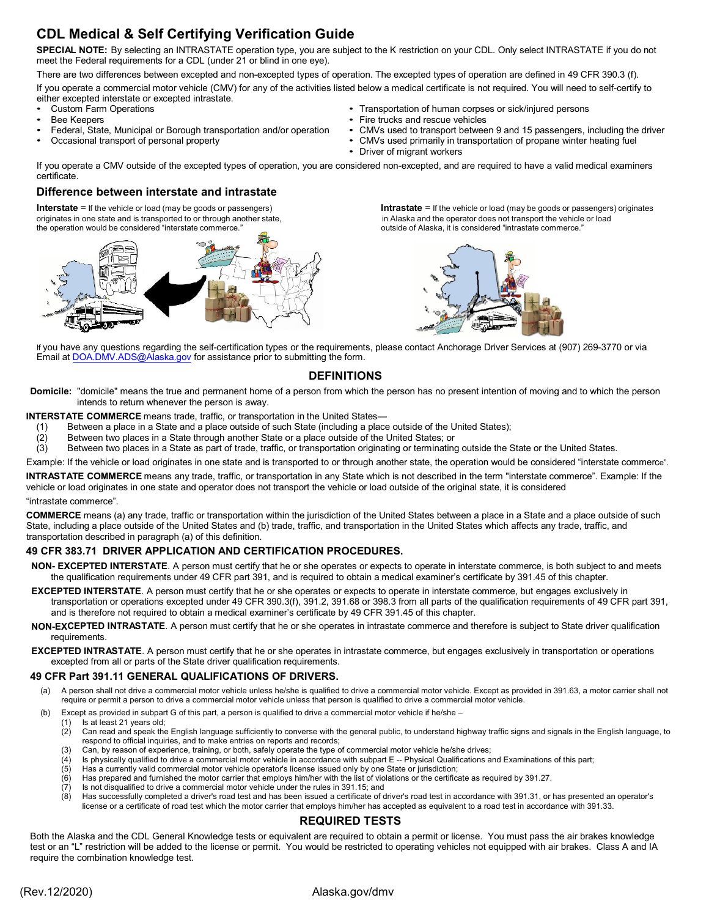# CDL Medical & Self Certifying Verification Guide

**SPECIAL NOTE:** By selecting an INTRASTATE operation type, you are subject to the K restriction on your CDL. Only select INTRASTATE if you do not meet the Federal requirements for a CDL (under 21 or blind in one eye).

There are two differences between excepted and non-excepted types of operation. The excepted types of operation are defined in 49 CFR 390.3 (f).

If you operate a commercial motor vehicle (CMV) for any of the activities listed below a medical certificate is not required. You will need to self-certify to either excepted interstate or excepted intrastate.

- Custom Farm Operations
- Bee Keepers
- Federal, State, Municipal or Borough transportation and/or operation
- Occasional transport of personal property
- Transportation of human corpses or sick/injured persons
- Fire trucks and rescue vehicles
- CMVs used to transport between 9 and 15 passengers, including the driver
- CMVs used primarily in transportation of propane winter heating fuel
- Driver of migrant workers

If you operate a CMV outside of the excepted types of operation, you are considered non-excepted, and are required to have a valid medical examiners certificate.

## Difference between interstate and intrastate

**Interstate** = If the vehicle or load (may be goods or passengers) originates in one state and is transported to or through another state, the operation would be considered "interstate commerce."

**Intrastate** = If the vehicle or load (may be goods or passengers) originates in Alaska and the operator does not transport the vehicle or load outside of Alaska, it is considered "intrastate commerce."

If you have any questions regarding the self-certification types or the requirements, please contact Anchorage Driver Services at (907) 269-3770 or via Email at DOA.DMV.ADS@Alaska.gov for assistance prior to submitting the form.

## DEFINITIONS

**Domicile:** "domicile" means the true and permanent home of a person from which the person has no present intention of moving and to which the person intends to return whenever the person is away.

**INTERSTATE COMMERCE** means trade, traffic, or transportation in the United States—

(1) Between a place in a State and a place outside of such State (including a place outside of the United States);
(2) Between two places in a State through another State or a place outside of the United States; or
(3) Between two places in a State as part of trade, traffic, or transportation originating or terminating outside the State or the United States.

Example: If the vehicle or load originates in one state and is transported to or through another state, the operation would be considered "interstate commerce".

**INTRASTATE COMMERCE** means any trade, traffic, or transportation in any State which is not described in the term "interstate commerce". Example: If the vehicle or load originates in one state and operator does not transport the vehicle or load outside of the original state, it is considered "intrastate commerce".

**COMMERCE** means (a) any trade, traffic or transportation within the jurisdiction of the United States between a place in a State and a place outside of such State, including a place outside of the United States and (b) trade, traffic, and transportation in the United States which affects any trade, traffic, and transportation described in paragraph (a) of this definition.

### 49 CFR 383.71 DRIVER APPLICATION AND CERTIFICATION PROCEDURES.

**NON- EXCEPTED INTERSTATE**. A person must certify that he or she operates or expects to operate in interstate commerce, is both subject to and meets the qualification requirements under 49 CFR part 391, and is required to obtain a medical examiner's certificate by 391.45 of this chapter.

**EXCEPTED INTERSTATE**. A person must certify that he or she operates or expects to operate in interstate commerce, but engages exclusively in transportation or operations excepted under 49 CFR 390.3(f), 391.2, 391.68 or 398.3 from all parts of the qualification requirements of 49 CFR part 391, and is therefore not required to obtain a medical examiner's certificate by 49 CFR 391.45 of this chapter.

**NON-EXCEPTED INTRASTATE**. A person must certify that he or she operates in intrastate commerce and therefore is subject to State driver qualification requirements.

**EXCEPTED INTRASTATE**. A person must certify that he or she operates in intrastate commerce, but engages exclusively in transportation or operations excepted from all or parts of the State driver qualification requirements.

### 49 CFR Part 391.11 GENERAL QUALIFICATIONS OF DRIVERS.

(a) A person shall not drive a commercial motor vehicle unless he/she is qualified to drive a commercial motor vehicle. Except as provided in 391.63, a motor carrier shall not require or permit a person to drive a commercial motor vehicle unless that person is qualified to drive a commercial motor vehicle.

(b) Except as provided in subpart G of this part, a person is qualified to drive a commercial motor vehicle if he/she –

(1) Is at least 21 years old;
(2) Can read and speak the English language sufficiently to converse with the general public, to understand highway traffic signs and signals in the English language, to respond to official inquiries, and to make entries on reports and records;
(3) Can, by reason of experience, training, or both, safely operate the type of commercial motor vehicle he/she drives;
(4) Is physically qualified to drive a commercial motor vehicle in accordance with subpart E -- Physical Qualifications and Examinations of this part;
(5) Has a currently valid commercial motor vehicle operator's license issued only by one State or jurisdiction;
(6) Has prepared and furnished the motor carrier that employs him/her with the list of violations or the certificate as required by 391.27.
(7) Is not disqualified to drive a commercial motor vehicle under the rules in 391.15; and
(8) Has successfully completed a driver's road test and has been issued a certificate of driver's road test in accordance with 391.31, or has presented an operator's license or a certificate of road test which the motor carrier that employs him/her has accepted as equivalent to a road test in accordance with 391.33.

## REQUIRED TESTS

Both the Alaska and the CDL General Knowledge tests or equivalent are required to obtain a permit or license. You must pass the air brakes knowledge test or an "L" restriction will be added to the license or permit. You would be restricted to operating vehicles not equipped with air brakes. Class A and IA require the combination knowledge test.

(Rev.12/2020) Alaska.gov/dmv